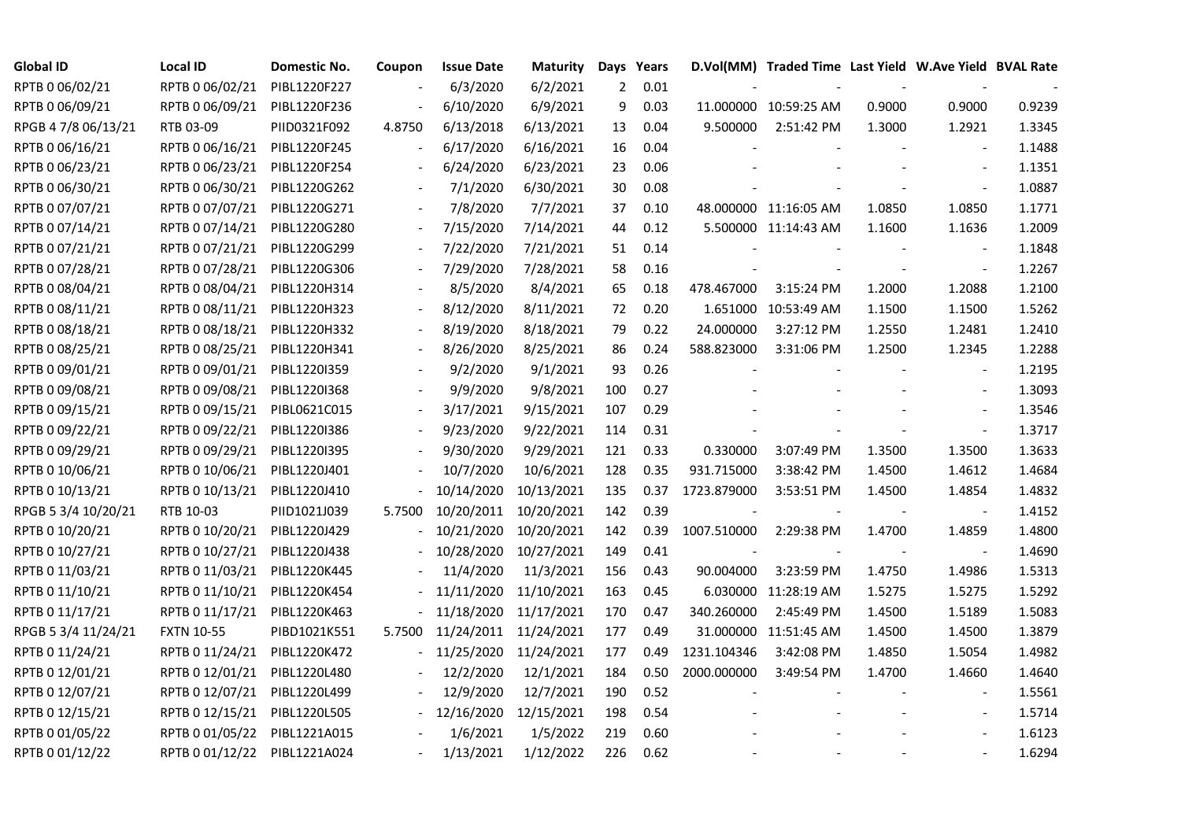| Global ID | Local ID | Domestic No. | Coupon | Issue Date | Maturity | Days | Years | D.Vol(MM) | Traded Time | Last Yield | W.Ave Yield | BVAL Rate |
|---|---|---|---|---|---|---|---|---|---|---|---|---|
| RPTB 0 06/02/21 | RPTB 0 06/02/21 | PIBL1220F227 | - | 6/3/2020 | 6/2/2021 | 2 | 0.01 | - | - | - | - | - |
| RPTB 0 06/09/21 | RPTB 0 06/09/21 | PIBL1220F236 | - | 6/10/2020 | 6/9/2021 | 9 | 0.03 | 11.000000 | 10:59:25 AM | 0.9000 | 0.9000 | 0.9239 |
| RPGB 4 7/8 06/13/21 | RTB 03-09 | PIID0321F092 | 4.8750 | 6/13/2018 | 6/13/2021 | 13 | 0.04 | 9.500000 | 2:51:42 PM | 1.3000 | 1.2921 | 1.3345 |
| RPTB 0 06/16/21 | RPTB 0 06/16/21 | PIBL1220F245 | - | 6/17/2020 | 6/16/2021 | 16 | 0.04 | - | - | - | - | 1.1488 |
| RPTB 0 06/23/21 | RPTB 0 06/23/21 | PIBL1220F254 | - | 6/24/2020 | 6/23/2021 | 23 | 0.06 | - | - | - | - | 1.1351 |
| RPTB 0 06/30/21 | RPTB 0 06/30/21 | PIBL1220G262 | - | 7/1/2020 | 6/30/2021 | 30 | 0.08 | - | - | - | - | 1.0887 |
| RPTB 0 07/07/21 | RPTB 0 07/07/21 | PIBL1220G271 | - | 7/8/2020 | 7/7/2021 | 37 | 0.10 | 48.000000 | 11:16:05 AM | 1.0850 | 1.0850 | 1.1771 |
| RPTB 0 07/14/21 | RPTB 0 07/14/21 | PIBL1220G280 | - | 7/15/2020 | 7/14/2021 | 44 | 0.12 | 5.500000 | 11:14:43 AM | 1.1600 | 1.1636 | 1.2009 |
| RPTB 0 07/21/21 | RPTB 0 07/21/21 | PIBL1220G299 | - | 7/22/2020 | 7/21/2021 | 51 | 0.14 | - | - | - | - | 1.1848 |
| RPTB 0 07/28/21 | RPTB 0 07/28/21 | PIBL1220G306 | - | 7/29/2020 | 7/28/2021 | 58 | 0.16 | - | - | - | - | 1.2267 |
| RPTB 0 08/04/21 | RPTB 0 08/04/21 | PIBL1220H314 | - | 8/5/2020 | 8/4/2021 | 65 | 0.18 | 478.467000 | 3:15:24 PM | 1.2000 | 1.2088 | 1.2100 |
| RPTB 0 08/11/21 | RPTB 0 08/11/21 | PIBL1220H323 | - | 8/12/2020 | 8/11/2021 | 72 | 0.20 | 1.651000 | 10:53:49 AM | 1.1500 | 1.1500 | 1.5262 |
| RPTB 0 08/18/21 | RPTB 0 08/18/21 | PIBL1220H332 | - | 8/19/2020 | 8/18/2021 | 79 | 0.22 | 24.000000 | 3:27:12 PM | 1.2550 | 1.2481 | 1.2410 |
| RPTB 0 08/25/21 | RPTB 0 08/25/21 | PIBL1220H341 | - | 8/26/2020 | 8/25/2021 | 86 | 0.24 | 588.823000 | 3:31:06 PM | 1.2500 | 1.2345 | 1.2288 |
| RPTB 0 09/01/21 | RPTB 0 09/01/21 | PIBL1220I359 | - | 9/2/2020 | 9/1/2021 | 93 | 0.26 | - | - | - | - | 1.2195 |
| RPTB 0 09/08/21 | RPTB 0 09/08/21 | PIBL1220I368 | - | 9/9/2020 | 9/8/2021 | 100 | 0.27 | - | - | - | - | 1.3093 |
| RPTB 0 09/15/21 | RPTB 0 09/15/21 | PIBL0621C015 | - | 3/17/2021 | 9/15/2021 | 107 | 0.29 | - | - | - | - | 1.3546 |
| RPTB 0 09/22/21 | RPTB 0 09/22/21 | PIBL1220I386 | - | 9/23/2020 | 9/22/2021 | 114 | 0.31 | - | - | - | - | 1.3717 |
| RPTB 0 09/29/21 | RPTB 0 09/29/21 | PIBL1220I395 | - | 9/30/2020 | 9/29/2021 | 121 | 0.33 | 0.330000 | 3:07:49 PM | 1.3500 | 1.3500 | 1.3633 |
| RPTB 0 10/06/21 | RPTB 0 10/06/21 | PIBL1220J401 | - | 10/7/2020 | 10/6/2021 | 128 | 0.35 | 931.715000 | 3:38:42 PM | 1.4500 | 1.4612 | 1.4684 |
| RPTB 0 10/13/21 | RPTB 0 10/13/21 | PIBL1220J410 | - | 10/14/2020 | 10/13/2021 | 135 | 0.37 | 1723.879000 | 3:53:51 PM | 1.4500 | 1.4854 | 1.4832 |
| RPGB 5 3/4 10/20/21 | RTB 10-03 | PIID1021J039 | 5.7500 | 10/20/2011 | 10/20/2021 | 142 | 0.39 | - | - | - | - | 1.4152 |
| RPTB 0 10/20/21 | RPTB 0 10/20/21 | PIBL1220J429 | - | 10/21/2020 | 10/20/2021 | 142 | 0.39 | 1007.510000 | 2:29:38 PM | 1.4700 | 1.4859 | 1.4800 |
| RPTB 0 10/27/21 | RPTB 0 10/27/21 | PIBL1220J438 | - | 10/28/2020 | 10/27/2021 | 149 | 0.41 | - | - | - | - | 1.4690 |
| RPTB 0 11/03/21 | RPTB 0 11/03/21 | PIBL1220K445 | - | 11/4/2020 | 11/3/2021 | 156 | 0.43 | 90.004000 | 3:23:59 PM | 1.4750 | 1.4986 | 1.5313 |
| RPTB 0 11/10/21 | RPTB 0 11/10/21 | PIBL1220K454 | - | 11/11/2020 | 11/10/2021 | 163 | 0.45 | 6.030000 | 11:28:19 AM | 1.5275 | 1.5275 | 1.5292 |
| RPTB 0 11/17/21 | RPTB 0 11/17/21 | PIBL1220K463 | - | 11/18/2020 | 11/17/2021 | 170 | 0.47 | 340.260000 | 2:45:49 PM | 1.4500 | 1.5189 | 1.5083 |
| RPGB 5 3/4 11/24/21 | FXTN 10-55 | PIBD1021K551 | 5.7500 | 11/24/2011 | 11/24/2021 | 177 | 0.49 | 31.000000 | 11:51:45 AM | 1.4500 | 1.4500 | 1.3879 |
| RPTB 0 11/24/21 | RPTB 0 11/24/21 | PIBL1220K472 | - | 11/25/2020 | 11/24/2021 | 177 | 0.49 | 1231.104346 | 3:42:08 PM | 1.4850 | 1.5054 | 1.4982 |
| RPTB 0 12/01/21 | RPTB 0 12/01/21 | PIBL1220L480 | - | 12/2/2020 | 12/1/2021 | 184 | 0.50 | 2000.000000 | 3:49:54 PM | 1.4700 | 1.4660 | 1.4640 |
| RPTB 0 12/07/21 | RPTB 0 12/07/21 | PIBL1220L499 | - | 12/9/2020 | 12/7/2021 | 190 | 0.52 | - | - | - | - | 1.5561 |
| RPTB 0 12/15/21 | RPTB 0 12/15/21 | PIBL1220L505 | - | 12/16/2020 | 12/15/2021 | 198 | 0.54 | - | - | - | - | 1.5714 |
| RPTB 0 01/05/22 | RPTB 0 01/05/22 | PIBL1221A015 | - | 1/6/2021 | 1/5/2022 | 219 | 0.60 | - | - | - | - | 1.6123 |
| RPTB 0 01/12/22 | RPTB 0 01/12/22 | PIBL1221A024 | - | 1/13/2021 | 1/12/2022 | 226 | 0.62 | - | - | - | - | 1.6294 |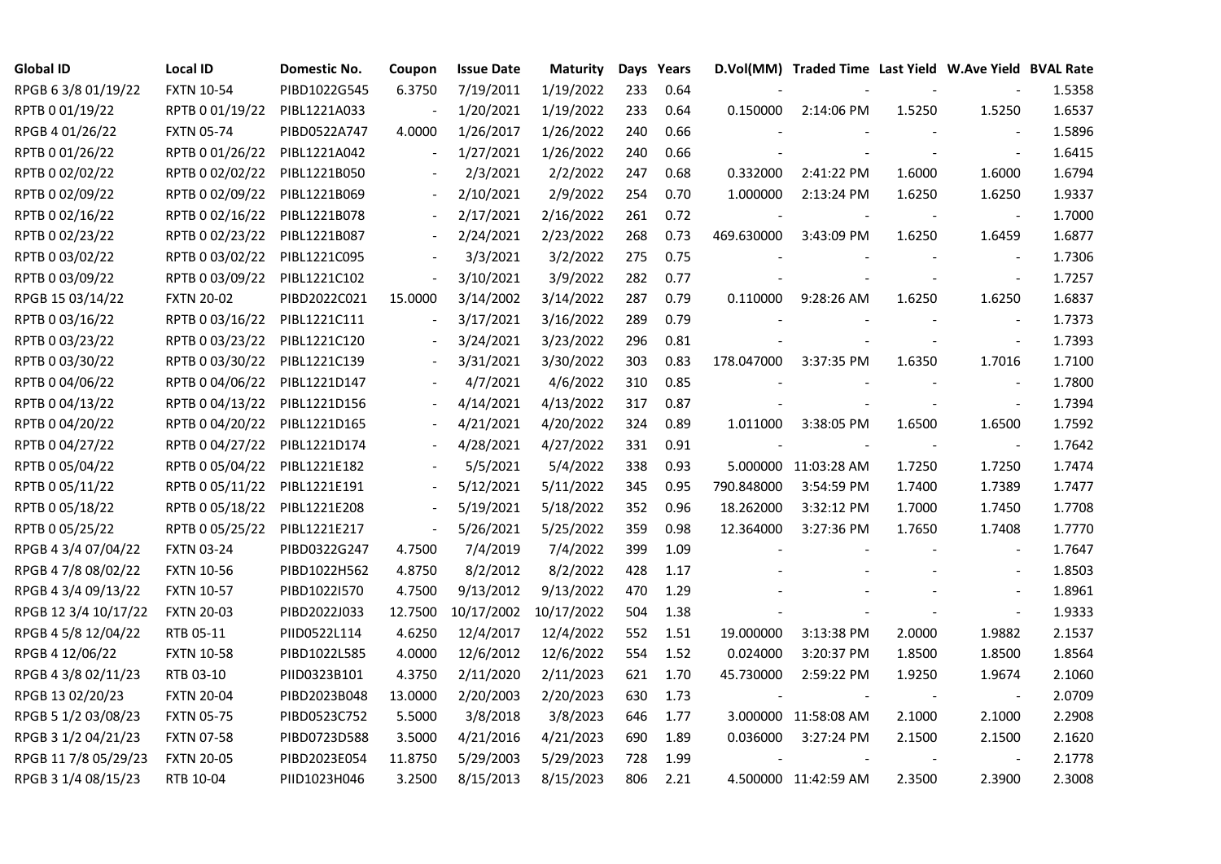| Global ID | Local ID | Domestic No. | Coupon | Issue Date | Maturity | Days | Years | D.Vol(MM) | Traded Time | Last Yield | W.Ave Yield | BVAL Rate |
|---|---|---|---|---|---|---|---|---|---|---|---|---|
| RPGB 6 3/8 01/19/22 | FXTN 10-54 | PIBD1022G545 | 6.3750 | 7/19/2011 | 1/19/2022 | 233 | 0.64 | - | - | - | - | 1.5358 |
| RPTB 0 01/19/22 | RPTB 0 01/19/22 | PIBL1221A033 | - | 1/20/2021 | 1/19/2022 | 233 | 0.64 | 0.150000 | 2:14:06 PM | 1.5250 | 1.5250 | 1.6537 |
| RPGB 4 01/26/22 | FXTN 05-74 | PIBD0522A747 | 4.0000 | 1/26/2017 | 1/26/2022 | 240 | 0.66 | - | - | - | - | 1.5896 |
| RPTB 0 01/26/22 | RPTB 0 01/26/22 | PIBL1221A042 | - | 1/27/2021 | 1/26/2022 | 240 | 0.66 | - | - | - | - | 1.6415 |
| RPTB 0 02/02/22 | RPTB 0 02/02/22 | PIBL1221B050 | - | 2/3/2021 | 2/2/2022 | 247 | 0.68 | 0.332000 | 2:41:22 PM | 1.6000 | 1.6000 | 1.6794 |
| RPTB 0 02/09/22 | RPTB 0 02/09/22 | PIBL1221B069 | - | 2/10/2021 | 2/9/2022 | 254 | 0.70 | 1.000000 | 2:13:24 PM | 1.6250 | 1.6250 | 1.9337 |
| RPTB 0 02/16/22 | RPTB 0 02/16/22 | PIBL1221B078 | - | 2/17/2021 | 2/16/2022 | 261 | 0.72 | - | - | - | - | 1.7000 |
| RPTB 0 02/23/22 | RPTB 0 02/23/22 | PIBL1221B087 | - | 2/24/2021 | 2/23/2022 | 268 | 0.73 | 469.630000 | 3:43:09 PM | 1.6250 | 1.6459 | 1.6877 |
| RPTB 0 03/02/22 | RPTB 0 03/02/22 | PIBL1221C095 | - | 3/3/2021 | 3/2/2022 | 275 | 0.75 | - | - | - | - | 1.7306 |
| RPTB 0 03/09/22 | RPTB 0 03/09/22 | PIBL1221C102 | - | 3/10/2021 | 3/9/2022 | 282 | 0.77 | - | - | - | - | 1.7257 |
| RPGB 15 03/14/22 | FXTN 20-02 | PIBD2022C021 | 15.0000 | 3/14/2002 | 3/14/2022 | 287 | 0.79 | 0.110000 | 9:28:26 AM | 1.6250 | 1.6250 | 1.6837 |
| RPTB 0 03/16/22 | RPTB 0 03/16/22 | PIBL1221C111 | - | 3/17/2021 | 3/16/2022 | 289 | 0.79 | - | - | - | - | 1.7373 |
| RPTB 0 03/23/22 | RPTB 0 03/23/22 | PIBL1221C120 | - | 3/24/2021 | 3/23/2022 | 296 | 0.81 | - | - | - | - | 1.7393 |
| RPTB 0 03/30/22 | RPTB 0 03/30/22 | PIBL1221C139 | - | 3/31/2021 | 3/30/2022 | 303 | 0.83 | 178.047000 | 3:37:35 PM | 1.6350 | 1.7016 | 1.7100 |
| RPTB 0 04/06/22 | RPTB 0 04/06/22 | PIBL1221D147 | - | 4/7/2021 | 4/6/2022 | 310 | 0.85 | - | - | - | - | 1.7800 |
| RPTB 0 04/13/22 | RPTB 0 04/13/22 | PIBL1221D156 | - | 4/14/2021 | 4/13/2022 | 317 | 0.87 | - | - | - | - | 1.7394 |
| RPTB 0 04/20/22 | RPTB 0 04/20/22 | PIBL1221D165 | - | 4/21/2021 | 4/20/2022 | 324 | 0.89 | 1.011000 | 3:38:05 PM | 1.6500 | 1.6500 | 1.7592 |
| RPTB 0 04/27/22 | RPTB 0 04/27/22 | PIBL1221D174 | - | 4/28/2021 | 4/27/2022 | 331 | 0.91 | - | - | - | - | 1.7642 |
| RPTB 0 05/04/22 | RPTB 0 05/04/22 | PIBL1221E182 | - | 5/5/2021 | 5/4/2022 | 338 | 0.93 | 5.000000 | 11:03:28 AM | 1.7250 | 1.7250 | 1.7474 |
| RPTB 0 05/11/22 | RPTB 0 05/11/22 | PIBL1221E191 | - | 5/12/2021 | 5/11/2022 | 345 | 0.95 | 790.848000 | 3:54:59 PM | 1.7400 | 1.7389 | 1.7477 |
| RPTB 0 05/18/22 | RPTB 0 05/18/22 | PIBL1221E208 | - | 5/19/2021 | 5/18/2022 | 352 | 0.96 | 18.262000 | 3:32:12 PM | 1.7000 | 1.7450 | 1.7708 |
| RPTB 0 05/25/22 | RPTB 0 05/25/22 | PIBL1221E217 | - | 5/26/2021 | 5/25/2022 | 359 | 0.98 | 12.364000 | 3:27:36 PM | 1.7650 | 1.7408 | 1.7770 |
| RPGB 4 3/4 07/04/22 | FXTN 03-24 | PIBD0322G247 | 4.7500 | 7/4/2019 | 7/4/2022 | 399 | 1.09 | - | - | - | - | 1.7647 |
| RPGB 4 7/8 08/02/22 | FXTN 10-56 | PIBD1022H562 | 4.8750 | 8/2/2012 | 8/2/2022 | 428 | 1.17 | - | - | - | - | 1.8503 |
| RPGB 4 3/4 09/13/22 | FXTN 10-57 | PIBD1022I570 | 4.7500 | 9/13/2012 | 9/13/2022 | 470 | 1.29 | - | - | - | - | 1.8961 |
| RPGB 12 3/4 10/17/22 | FXTN 20-03 | PIBD2022J033 | 12.7500 | 10/17/2002 | 10/17/2022 | 504 | 1.38 | - | - | - | - | 1.9333 |
| RPGB 4 5/8 12/04/22 | RTB 05-11 | PIID0522L114 | 4.6250 | 12/4/2017 | 12/4/2022 | 552 | 1.51 | 19.000000 | 3:13:38 PM | 2.0000 | 1.9882 | 2.1537 |
| RPGB 4 12/06/22 | FXTN 10-58 | PIBD1022L585 | 4.0000 | 12/6/2012 | 12/6/2022 | 554 | 1.52 | 0.024000 | 3:20:37 PM | 1.8500 | 1.8500 | 1.8564 |
| RPGB 4 3/8 02/11/23 | RTB 03-10 | PIID0323B101 | 4.3750 | 2/11/2020 | 2/11/2023 | 621 | 1.70 | 45.730000 | 2:59:22 PM | 1.9250 | 1.9674 | 2.1060 |
| RPGB 13 02/20/23 | FXTN 20-04 | PIBD2023B048 | 13.0000 | 2/20/2003 | 2/20/2023 | 630 | 1.73 | - | - | - | - | 2.0709 |
| RPGB 5 1/2 03/08/23 | FXTN 05-75 | PIBD0523C752 | 5.5000 | 3/8/2018 | 3/8/2023 | 646 | 1.77 | 3.000000 | 11:58:08 AM | 2.1000 | 2.1000 | 2.2908 |
| RPGB 3 1/2 04/21/23 | FXTN 07-58 | PIBD0723D588 | 3.5000 | 4/21/2016 | 4/21/2023 | 690 | 1.89 | 0.036000 | 3:27:24 PM | 2.1500 | 2.1500 | 2.1620 |
| RPGB 11 7/8 05/29/23 | FXTN 20-05 | PIBD2023E054 | 11.8750 | 5/29/2003 | 5/29/2023 | 728 | 1.99 | - | - | - | - | 2.1778 |
| RPGB 3 1/4 08/15/23 | RTB 10-04 | PIID1023H046 | 3.2500 | 8/15/2013 | 8/15/2023 | 806 | 2.21 | 4.500000 | 11:42:59 AM | 2.3500 | 2.3900 | 2.3008 |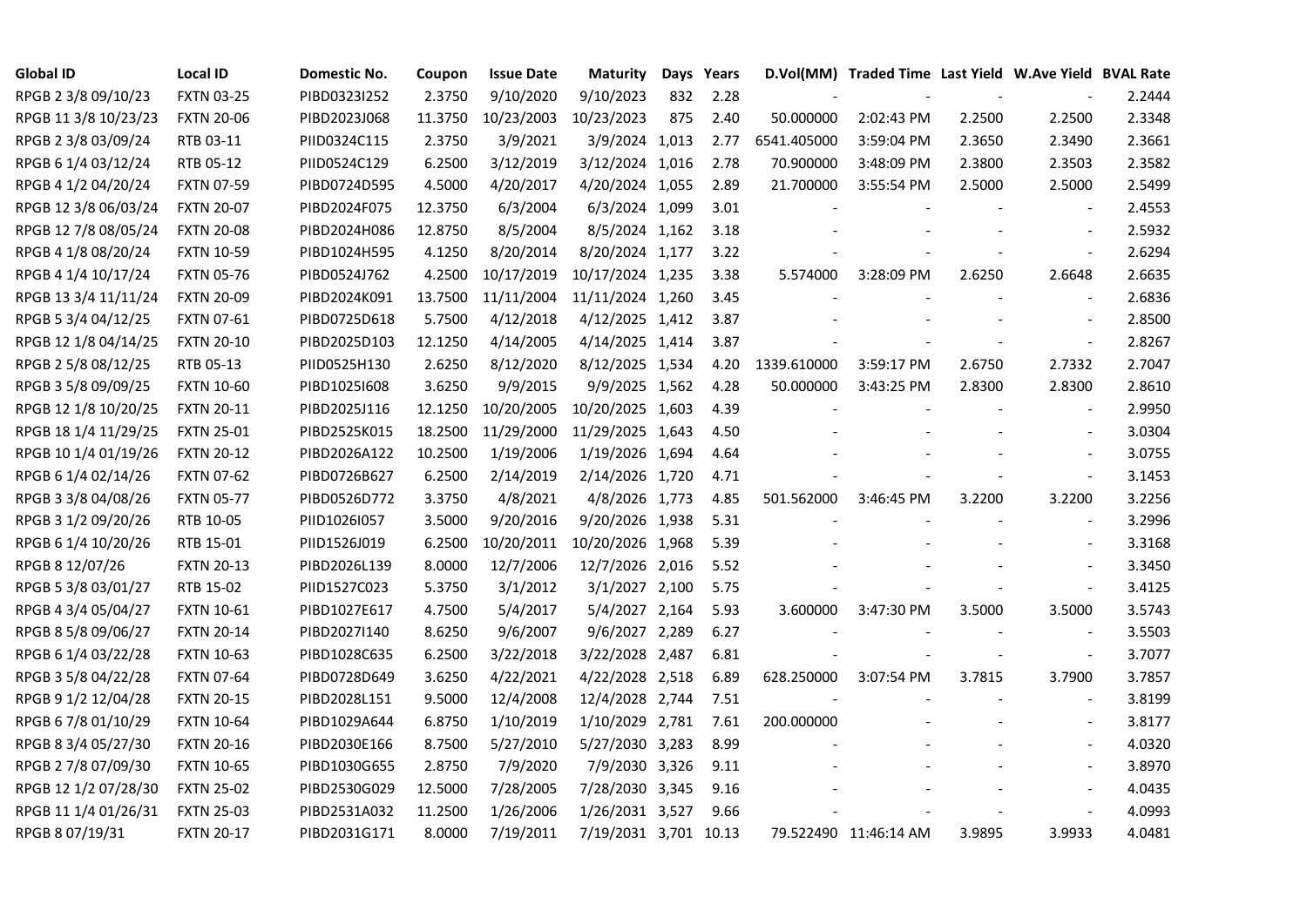| Global ID | Local ID | Domestic No. | Coupon | Issue Date | Maturity | Days | Years | D.Vol(MM) | Traded Time | Last Yield | W.Ave Yield | BVAL Rate |
|---|---|---|---|---|---|---|---|---|---|---|---|---|
| RPGB 2 3/8 09/10/23 | FXTN 03-25 | PIBD0323I252 | 2.3750 | 9/10/2020 | 9/10/2023 | 832 | 2.28 | - | - | - | - | 2.2444 |
| RPGB 11 3/8 10/23/23 | FXTN 20-06 | PIBD2023J068 | 11.3750 | 10/23/2003 | 10/23/2023 | 875 | 2.40 | 50.000000 | 2:02:43 PM | 2.2500 | 2.2500 | 2.3348 |
| RPGB 2 3/8 03/09/24 | RTB 03-11 | PIID0324C115 | 2.3750 | 3/9/2021 | 3/9/2024 | 1,013 | 2.77 | 6541.405000 | 3:59:04 PM | 2.3650 | 2.3490 | 2.3661 |
| RPGB 6 1/4 03/12/24 | RTB 05-12 | PIID0524C129 | 6.2500 | 3/12/2019 | 3/12/2024 | 1,016 | 2.78 | 70.900000 | 3:48:09 PM | 2.3800 | 2.3503 | 2.3582 |
| RPGB 4 1/2 04/20/24 | FXTN 07-59 | PIBD0724D595 | 4.5000 | 4/20/2017 | 4/20/2024 | 1,055 | 2.89 | 21.700000 | 3:55:54 PM | 2.5000 | 2.5000 | 2.5499 |
| RPGB 12 3/8 06/03/24 | FXTN 20-07 | PIBD2024F075 | 12.3750 | 6/3/2004 | 6/3/2024 | 1,099 | 3.01 | - | - | - | - | 2.4553 |
| RPGB 12 7/8 08/05/24 | FXTN 20-08 | PIBD2024H086 | 12.8750 | 8/5/2004 | 8/5/2024 | 1,162 | 3.18 | - | - | - | - | 2.5932 |
| RPGB 4 1/8 08/20/24 | FXTN 10-59 | PIBD1024H595 | 4.1250 | 8/20/2014 | 8/20/2024 | 1,177 | 3.22 | - | - | - | - | 2.6294 |
| RPGB 4 1/4 10/17/24 | FXTN 05-76 | PIBD0524J762 | 4.2500 | 10/17/2019 | 10/17/2024 | 1,235 | 3.38 | 5.574000 | 3:28:09 PM | 2.6250 | 2.6648 | 2.6635 |
| RPGB 13 3/4 11/11/24 | FXTN 20-09 | PIBD2024K091 | 13.7500 | 11/11/2004 | 11/11/2024 | 1,260 | 3.45 | - | - | - | - | 2.6836 |
| RPGB 5 3/4 04/12/25 | FXTN 07-61 | PIBD0725D618 | 5.7500 | 4/12/2018 | 4/12/2025 | 1,412 | 3.87 | - | - | - | - | 2.8500 |
| RPGB 12 1/8 04/14/25 | FXTN 20-10 | PIBD2025D103 | 12.1250 | 4/14/2005 | 4/14/2025 | 1,414 | 3.87 | - | - | - | - | 2.8267 |
| RPGB 2 5/8 08/12/25 | RTB 05-13 | PIID0525H130 | 2.6250 | 8/12/2020 | 8/12/2025 | 1,534 | 4.20 | 1339.610000 | 3:59:17 PM | 2.6750 | 2.7332 | 2.7047 |
| RPGB 3 5/8 09/09/25 | FXTN 10-60 | PIBD1025I608 | 3.6250 | 9/9/2015 | 9/9/2025 | 1,562 | 4.28 | 50.000000 | 3:43:25 PM | 2.8300 | 2.8300 | 2.8610 |
| RPGB 12 1/8 10/20/25 | FXTN 20-11 | PIBD2025J116 | 12.1250 | 10/20/2005 | 10/20/2025 | 1,603 | 4.39 | - | - | - | - | 2.9950 |
| RPGB 18 1/4 11/29/25 | FXTN 25-01 | PIBD2525K015 | 18.2500 | 11/29/2000 | 11/29/2025 | 1,643 | 4.50 | - | - | - | - | 3.0304 |
| RPGB 10 1/4 01/19/26 | FXTN 20-12 | PIBD2026A122 | 10.2500 | 1/19/2006 | 1/19/2026 | 1,694 | 4.64 | - | - | - | - | 3.0755 |
| RPGB 6 1/4 02/14/26 | FXTN 07-62 | PIBD0726B627 | 6.2500 | 2/14/2019 | 2/14/2026 | 1,720 | 4.71 | - | - | - | - | 3.1453 |
| RPGB 3 3/8 04/08/26 | FXTN 05-77 | PIBD0526D772 | 3.3750 | 4/8/2021 | 4/8/2026 | 1,773 | 4.85 | 501.562000 | 3:46:45 PM | 3.2200 | 3.2200 | 3.2256 |
| RPGB 3 1/2 09/20/26 | RTB 10-05 | PIID1026I057 | 3.5000 | 9/20/2016 | 9/20/2026 | 1,938 | 5.31 | - | - | - | - | 3.2996 |
| RPGB 6 1/4 10/20/26 | RTB 15-01 | PIID1526J019 | 6.2500 | 10/20/2011 | 10/20/2026 | 1,968 | 5.39 | - | - | - | - | 3.3168 |
| RPGB 8 12/07/26 | FXTN 20-13 | PIBD2026L139 | 8.0000 | 12/7/2006 | 12/7/2026 | 2,016 | 5.52 | - | - | - | - | 3.3450 |
| RPGB 5 3/8 03/01/27 | RTB 15-02 | PIID1527C023 | 5.3750 | 3/1/2012 | 3/1/2027 | 2,100 | 5.75 | - | - | - | - | 3.4125 |
| RPGB 4 3/4 05/04/27 | FXTN 10-61 | PIBD1027E617 | 4.7500 | 5/4/2017 | 5/4/2027 | 2,164 | 5.93 | 3.600000 | 3:47:30 PM | 3.5000 | 3.5000 | 3.5743 |
| RPGB 8 5/8 09/06/27 | FXTN 20-14 | PIBD2027I140 | 8.6250 | 9/6/2007 | 9/6/2027 | 2,289 | 6.27 | - | - | - | - | 3.5503 |
| RPGB 6 1/4 03/22/28 | FXTN 10-63 | PIBD1028C635 | 6.2500 | 3/22/2018 | 3/22/2028 | 2,487 | 6.81 | - | - | - | - | 3.7077 |
| RPGB 3 5/8 04/22/28 | FXTN 07-64 | PIBD0728D649 | 3.6250 | 4/22/2021 | 4/22/2028 | 2,518 | 6.89 | 628.250000 | 3:07:54 PM | 3.7815 | 3.7900 | 3.7857 |
| RPGB 9 1/2 12/04/28 | FXTN 20-15 | PIBD2028L151 | 9.5000 | 12/4/2008 | 12/4/2028 | 2,744 | 7.51 | - | - | - | - | 3.8199 |
| RPGB 6 7/8 01/10/29 | FXTN 10-64 | PIBD1029A644 | 6.8750 | 1/10/2019 | 1/10/2029 | 2,781 | 7.61 | 200.000000 | - | - | - | 3.8177 |
| RPGB 8 3/4 05/27/30 | FXTN 20-16 | PIBD2030E166 | 8.7500 | 5/27/2010 | 5/27/2030 | 3,283 | 8.99 | - | - | - | - | 4.0320 |
| RPGB 2 7/8 07/09/30 | FXTN 10-65 | PIBD1030G655 | 2.8750 | 7/9/2020 | 7/9/2030 | 3,326 | 9.11 | - | - | - | - | 3.8970 |
| RPGB 12 1/2 07/28/30 | FXTN 25-02 | PIBD2530G029 | 12.5000 | 7/28/2005 | 7/28/2030 | 3,345 | 9.16 | - | - | - | - | 4.0435 |
| RPGB 11 1/4 01/26/31 | FXTN 25-03 | PIBD2531A032 | 11.2500 | 1/26/2006 | 1/26/2031 | 3,527 | 9.66 | - | - | - | - | 4.0993 |
| RPGB 8 07/19/31 | FXTN 20-17 | PIBD2031G171 | 8.0000 | 7/19/2011 | 7/19/2031 | 3,701 | 10.13 | 79.522490 | 11:46:14 AM | 3.9895 | 3.9933 | 4.0481 |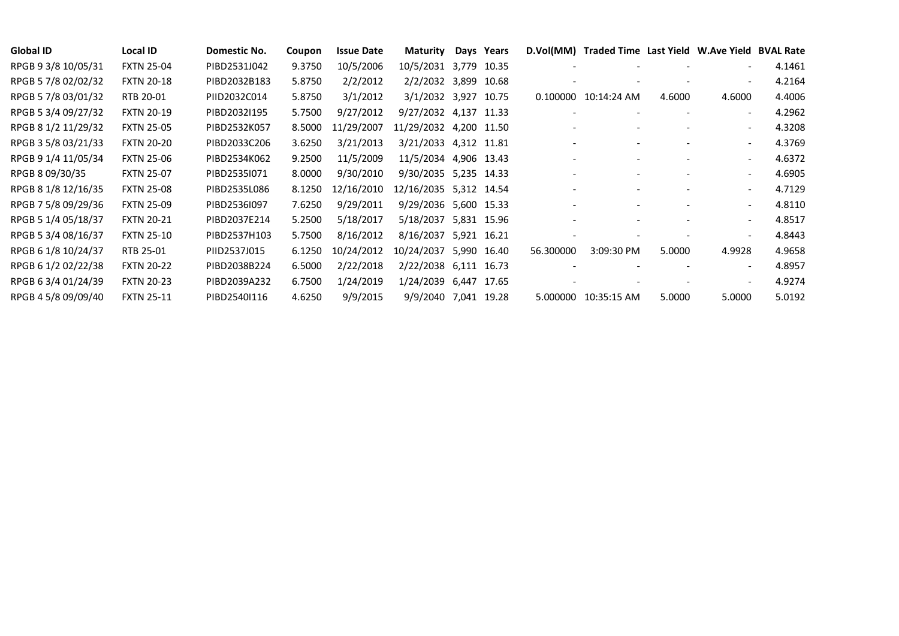| Global ID | Local ID | Domestic No. | Coupon | Issue Date | Maturity | Days | Years | D.Vol(MM) | Traded Time | Last Yield | W.Ave Yield | BVAL Rate |
|---|---|---|---|---|---|---|---|---|---|---|---|---|
| RPGB 9 3/8 10/05/31 | FXTN 25-04 | PIBD2531J042 | 9.3750 | 10/5/2006 | 10/5/2031 | 3,779 | 10.35 | - | - | - | - | 4.1461 |
| RPGB 5 7/8 02/02/32 | FXTN 20-18 | PIBD2032B183 | 5.8750 | 2/2/2012 | 2/2/2032 | 3,899 | 10.68 | - | - | - | - | 4.2164 |
| RPGB 5 7/8 03/01/32 | RTB 20-01 | PIID2032C014 | 5.8750 | 3/1/2012 | 3/1/2032 | 3,927 | 10.75 | 0.100000 | 10:14:24 AM | 4.6000 | 4.6000 | 4.4006 |
| RPGB 5 3/4 09/27/32 | FXTN 20-19 | PIBD2032I195 | 5.7500 | 9/27/2012 | 9/27/2032 | 4,137 | 11.33 | - | - | - | - | 4.2962 |
| RPGB 8 1/2 11/29/32 | FXTN 25-05 | PIBD2532K057 | 8.5000 | 11/29/2007 | 11/29/2032 | 4,200 | 11.50 | - | - | - | - | 4.3208 |
| RPGB 3 5/8 03/21/33 | FXTN 20-20 | PIBD2033C206 | 3.6250 | 3/21/2013 | 3/21/2033 | 4,312 | 11.81 | - | - | - | - | 4.3769 |
| RPGB 9 1/4 11/05/34 | FXTN 25-06 | PIBD2534K062 | 9.2500 | 11/5/2009 | 11/5/2034 | 4,906 | 13.43 | - | - | - | - | 4.6372 |
| RPGB 8 09/30/35 | FXTN 25-07 | PIBD2535I071 | 8.0000 | 9/30/2010 | 9/30/2035 | 5,235 | 14.33 | - | - | - | - | 4.6905 |
| RPGB 8 1/8 12/16/35 | FXTN 25-08 | PIBD2535L086 | 8.1250 | 12/16/2010 | 12/16/2035 | 5,312 | 14.54 | - | - | - | - | 4.7129 |
| RPGB 7 5/8 09/29/36 | FXTN 25-09 | PIBD2536I097 | 7.6250 | 9/29/2011 | 9/29/2036 | 5,600 | 15.33 | - | - | - | - | 4.8110 |
| RPGB 5 1/4 05/18/37 | FXTN 20-21 | PIBD2037E214 | 5.2500 | 5/18/2017 | 5/18/2037 | 5,831 | 15.96 | - | - | - | - | 4.8517 |
| RPGB 5 3/4 08/16/37 | FXTN 25-10 | PIBD2537H103 | 5.7500 | 8/16/2012 | 8/16/2037 | 5,921 | 16.21 | - | - | - | - | 4.8443 |
| RPGB 6 1/8 10/24/37 | RTB 25-01 | PIID2537J015 | 6.1250 | 10/24/2012 | 10/24/2037 | 5,990 | 16.40 | 56.300000 | 3:09:30 PM | 5.0000 | 4.9928 | 4.9658 |
| RPGB 6 1/2 02/22/38 | FXTN 20-22 | PIBD2038B224 | 6.5000 | 2/22/2018 | 2/22/2038 | 6,111 | 16.73 | - | - | - | - | 4.8957 |
| RPGB 6 3/4 01/24/39 | FXTN 20-23 | PIBD2039A232 | 6.7500 | 1/24/2019 | 1/24/2039 | 6,447 | 17.65 | - | - | - | - | 4.9274 |
| RPGB 4 5/8 09/09/40 | FXTN 25-11 | PIBD2540I116 | 4.6250 | 9/9/2015 | 9/9/2040 | 7,041 | 19.28 | 5.000000 | 10:35:15 AM | 5.0000 | 5.0000 | 5.0192 |